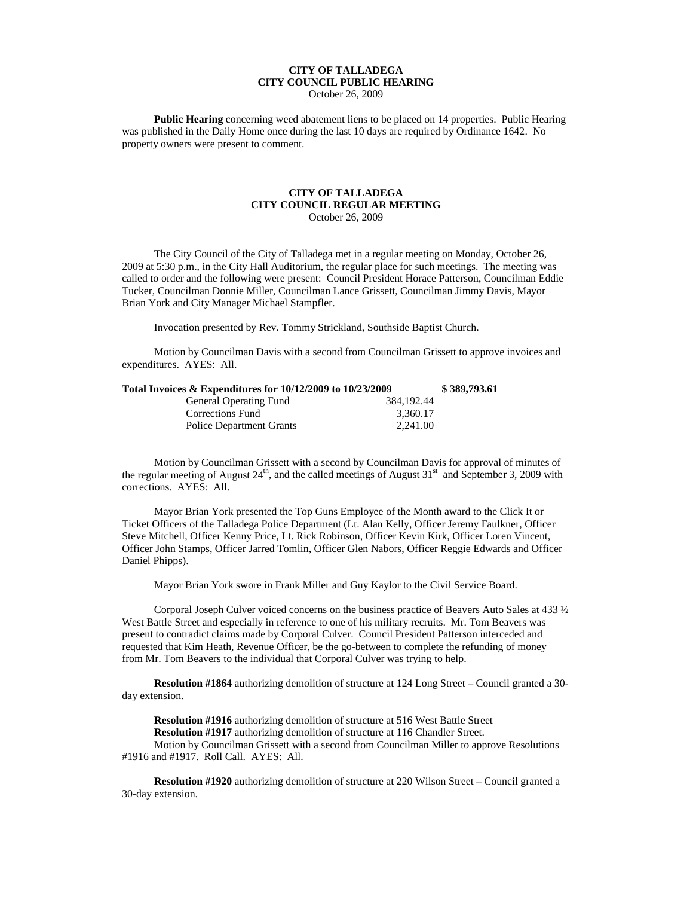**CITY OF TALLADEGA**
**CITY COUNCIL PUBLIC HEARING**
October 26, 2009

**Public Hearing** concerning weed abatement liens to be placed on 14 properties. Public Hearing was published in the Daily Home once during the last 10 days are required by Ordinance 1642. No property owners were present to comment.

**CITY OF TALLADEGA**
**CITY COUNCIL REGULAR MEETING**
October 26, 2009

The City Council of the City of Talladega met in a regular meeting on Monday, October 26, 2009 at 5:30 p.m., in the City Hall Auditorium, the regular place for such meetings. The meeting was called to order and the following were present: Council President Horace Patterson, Councilman Eddie Tucker, Councilman Donnie Miller, Councilman Lance Grissett, Councilman Jimmy Davis, Mayor Brian York and City Manager Michael Stampfler.

Invocation presented by Rev. Tommy Strickland, Southside Baptist Church.

Motion by Councilman Davis with a second from Councilman Grissett to approve invoices and expenditures. AYES: All.

| **Total Invoices & Expenditures for 10/12/2009 to 10/23/2009** | | **\$ 389,793.61** |
|---|---|---|
| General Operating Fund | 384,192.44 | |
| Corrections Fund | 3,360.17 | |
| Police Department Grants | 2,241.00 | |

Motion by Councilman Grissett with a second by Councilman Davis for approval of minutes of the regular meeting of August 24th, and the called meetings of August 31st and September 3, 2009 with corrections. AYES: All.

Mayor Brian York presented the Top Guns Employee of the Month award to the Click It or Ticket Officers of the Talladega Police Department (Lt. Alan Kelly, Officer Jeremy Faulkner, Officer Steve Mitchell, Officer Kenny Price, Lt. Rick Robinson, Officer Kevin Kirk, Officer Loren Vincent, Officer John Stamps, Officer Jarred Tomlin, Officer Glen Nabors, Officer Reggie Edwards and Officer Daniel Phipps).

Mayor Brian York swore in Frank Miller and Guy Kaylor to the Civil Service Board.

Corporal Joseph Culver voiced concerns on the business practice of Beavers Auto Sales at 433 ½ West Battle Street and especially in reference to one of his military recruits. Mr. Tom Beavers was present to contradict claims made by Corporal Culver. Council President Patterson interceded and requested that Kim Heath, Revenue Officer, be the go-between to complete the refunding of money from Mr. Tom Beavers to the individual that Corporal Culver was trying to help.

**Resolution #1864** authorizing demolition of structure at 124 Long Street – Council granted a 30-day extension.

**Resolution #1916** authorizing demolition of structure at 516 West Battle Street
**Resolution #1917** authorizing demolition of structure at 116 Chandler Street.
Motion by Councilman Grissett with a second from Councilman Miller to approve Resolutions #1916 and #1917. Roll Call. AYES: All.

**Resolution #1920** authorizing demolition of structure at 220 Wilson Street – Council granted a 30-day extension.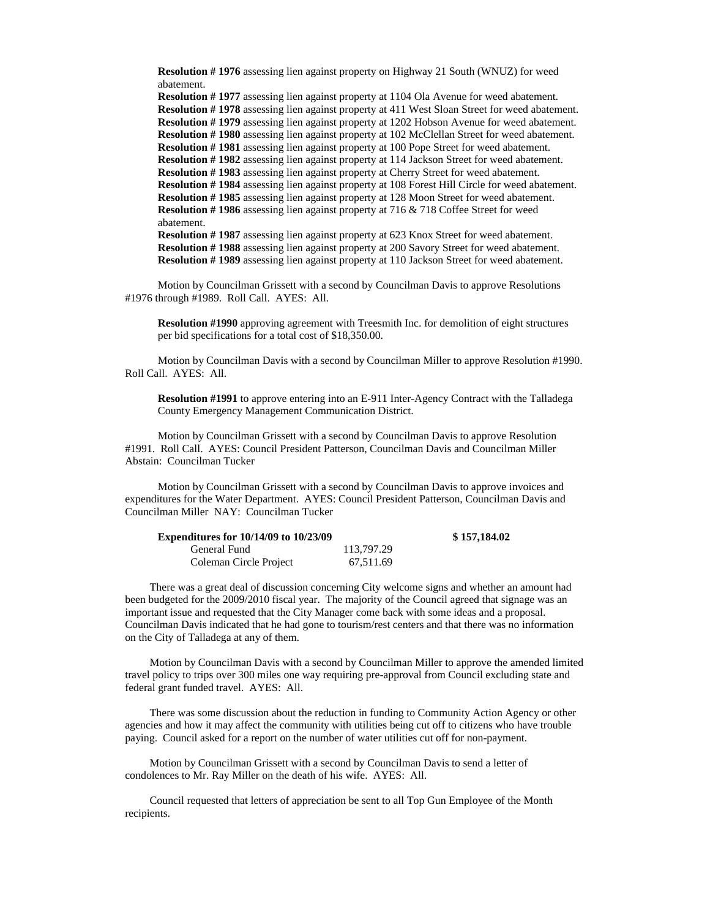**Resolution # 1976** assessing lien against property on Highway 21 South (WNUZ) for weed abatement.
**Resolution # 1977** assessing lien against property at 1104 Ola Avenue for weed abatement.
**Resolution # 1978** assessing lien against property at 411 West Sloan Street for weed abatement.
**Resolution # 1979** assessing lien against property at 1202 Hobson Avenue for weed abatement.
**Resolution # 1980** assessing lien against property at 102 McClellan Street for weed abatement.
**Resolution # 1981** assessing lien against property at 100 Pope Street for weed abatement.
**Resolution # 1982** assessing lien against property at 114 Jackson Street for weed abatement.
**Resolution # 1983** assessing lien against property at Cherry Street for weed abatement.
**Resolution # 1984** assessing lien against property at 108 Forest Hill Circle for weed abatement.
**Resolution # 1985** assessing lien against property at 128 Moon Street for weed abatement.
**Resolution # 1986** assessing lien against property at 716 & 718 Coffee Street for weed abatement.
**Resolution # 1987** assessing lien against property at 623 Knox Street for weed abatement.
**Resolution # 1988** assessing lien against property at 200 Savory Street for weed abatement.
**Resolution # 1989** assessing lien against property at 110 Jackson Street for weed abatement.

Motion by Councilman Grissett with a second by Councilman Davis to approve Resolutions #1976 through #1989. Roll Call. AYES: All.

**Resolution #1990** approving agreement with Treesmith Inc. for demolition of eight structures per bid specifications for a total cost of $18,350.00.

Motion by Councilman Davis with a second by Councilman Miller to approve Resolution #1990. Roll Call. AYES: All.

**Resolution #1991** to approve entering into an E-911 Inter-Agency Contract with the Talladega County Emergency Management Communication District.

Motion by Councilman Grissett with a second by Councilman Davis to approve Resolution #1991. Roll Call. AYES: Council President Patterson, Councilman Davis and Councilman Miller Abstain: Councilman Tucker

Motion by Councilman Grissett with a second by Councilman Davis to approve invoices and expenditures for the Water Department. AYES: Council President Patterson, Councilman Davis and Councilman Miller NAY: Councilman Tucker

| **Expenditures for 10/14/09 to 10/23/09** | | **$ 157,184.02** |
|---|---|---|
| General Fund | 113,797.29 | |
| Coleman Circle Project | 67,511.69 | |

There was a great deal of discussion concerning City welcome signs and whether an amount had been budgeted for the 2009/2010 fiscal year. The majority of the Council agreed that signage was an important issue and requested that the City Manager come back with some ideas and a proposal. Councilman Davis indicated that he had gone to tourism/rest centers and that there was no information on the City of Talladega at any of them.

Motion by Councilman Davis with a second by Councilman Miller to approve the amended limited travel policy to trips over 300 miles one way requiring pre-approval from Council excluding state and federal grant funded travel. AYES: All.

There was some discussion about the reduction in funding to Community Action Agency or other agencies and how it may affect the community with utilities being cut off to citizens who have trouble paying. Council asked for a report on the number of water utilities cut off for non-payment.

Motion by Councilman Grissett with a second by Councilman Davis to send a letter of condolences to Mr. Ray Miller on the death of his wife. AYES: All.

Council requested that letters of appreciation be sent to all Top Gun Employee of the Month recipients.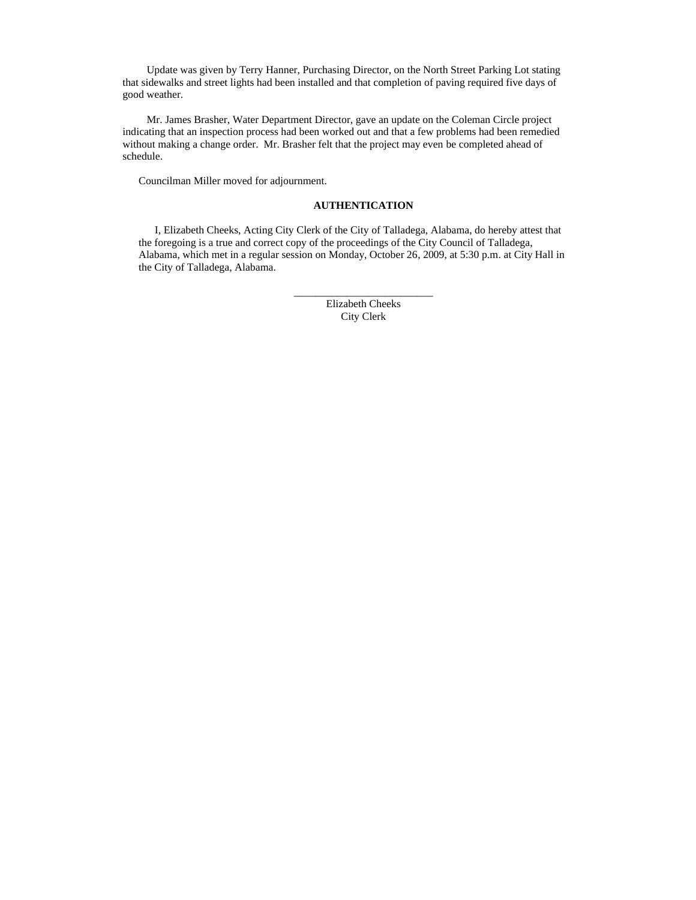Update was given by Terry Hanner, Purchasing Director, on the North Street Parking Lot stating that sidewalks and street lights had been installed and that completion of paving required five days of good weather.

Mr. James Brasher, Water Department Director, gave an update on the Coleman Circle project indicating that an inspection process had been worked out and that a few problems had been remedied without making a change order. Mr. Brasher felt that the project may even be completed ahead of schedule.

Councilman Miller moved for adjournment.

**AUTHENTICATION**

I, Elizabeth Cheeks, Acting City Clerk of the City of Talladega, Alabama, do hereby attest that the foregoing is a true and correct copy of the proceedings of the City Council of Talladega, Alabama, which met in a regular session on Monday, October 26, 2009, at 5:30 p.m. at City Hall in the City of Talladega, Alabama.

\_\_\_\_\_\_\_\_\_\_\_\_\_\_\_\_\_\_\_\_\_\_\_\_\_\_
Elizabeth Cheeks
City Clerk